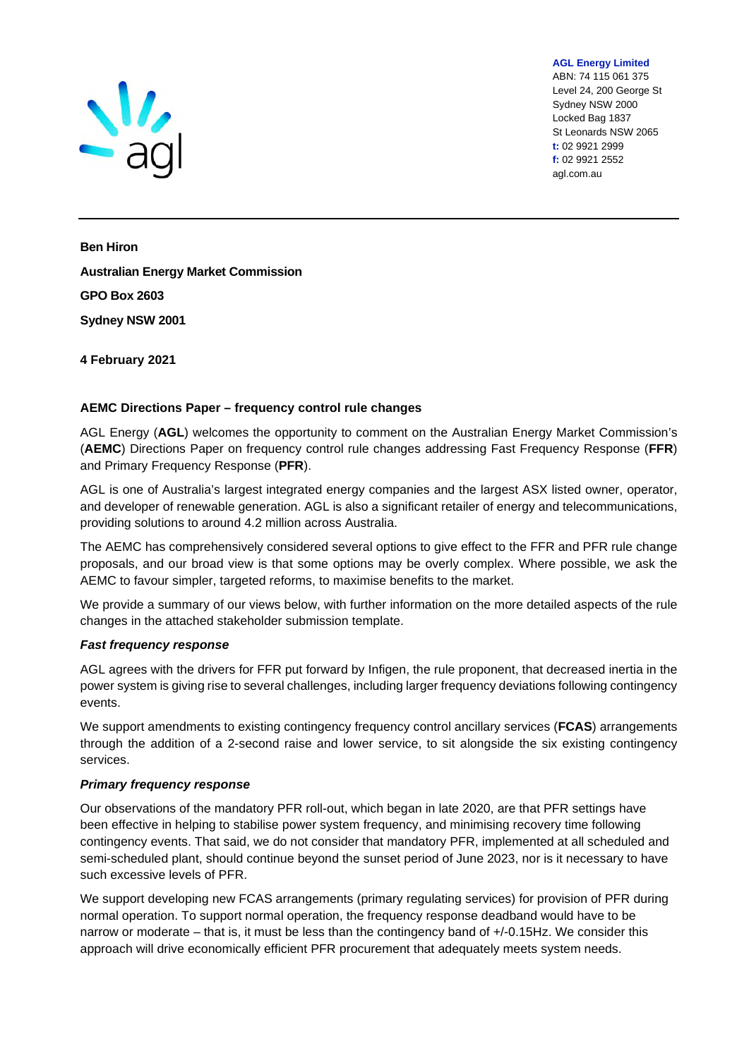**AGL Energy Limited**
ABN: 74 115 061 375
Level 24, 200 George St
Sydney NSW 2000
Locked Bag 1837
St Leonards NSW 2065
**t:** 02 9921 2999
**f:** 02 9921 2552
agl.com.au

---

**Ben Hiron**

**Australian Energy Market Commission**

**GPO Box 2603**

**Sydney NSW 2001**

**4 February 2021**

**AEMC Directions Paper – frequency control rule changes**

AGL Energy (**AGL**) welcomes the opportunity to comment on the Australian Energy Market Commission's (**AEMC**) Directions Paper on frequency control rule changes addressing Fast Frequency Response (**FFR**) and Primary Frequency Response (**PFR**).

AGL is one of Australia's largest integrated energy companies and the largest ASX listed owner, operator, and developer of renewable generation. AGL is also a significant retailer of energy and telecommunications, providing solutions to around 4.2 million across Australia.

The AEMC has comprehensively considered several options to give effect to the FFR and PFR rule change proposals, and our broad view is that some options may be overly complex. Where possible, we ask the AEMC to favour simpler, targeted reforms, to maximise benefits to the market.

We provide a summary of our views below, with further information on the more detailed aspects of the rule changes in the attached stakeholder submission template.

***Fast frequency response***

AGL agrees with the drivers for FFR put forward by Infigen, the rule proponent, that decreased inertia in the power system is giving rise to several challenges, including larger frequency deviations following contingency events.

We support amendments to existing contingency frequency control ancillary services (**FCAS**) arrangements through the addition of a 2-second raise and lower service, to sit alongside the six existing contingency services.

***Primary frequency response***

Our observations of the mandatory PFR roll-out, which began in late 2020, are that PFR settings have been effective in helping to stabilise power system frequency, and minimising recovery time following contingency events. That said, we do not consider that mandatory PFR, implemented at all scheduled and semi-scheduled plant, should continue beyond the sunset period of June 2023, nor is it necessary to have such excessive levels of PFR.

We support developing new FCAS arrangements (primary regulating services) for provision of PFR during normal operation. To support normal operation, the frequency response deadband would have to be narrow or moderate – that is, it must be less than the contingency band of +/-0.15Hz. We consider this approach will drive economically efficient PFR procurement that adequately meets system needs.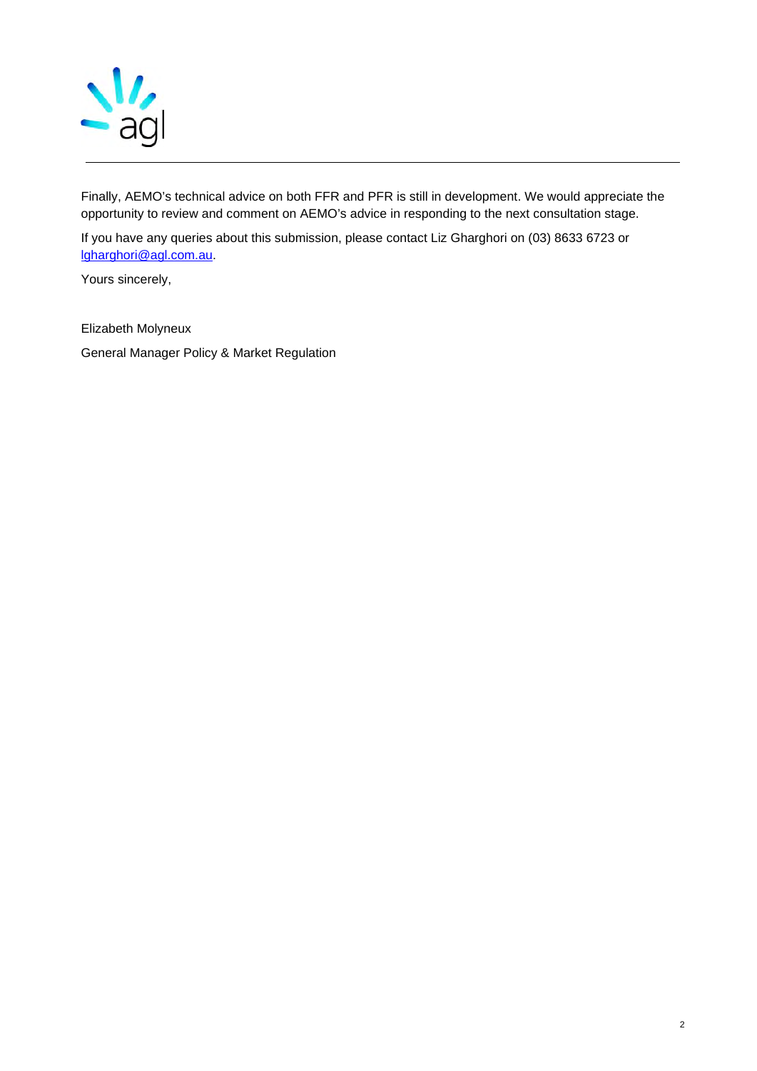Finally, AEMO's technical advice on both FFR and PFR is still in development. We would appreciate the opportunity to review and comment on AEMO's advice in responding to the next consultation stage.

If you have any queries about this submission, please contact Liz Gharghori on (03) 8633 6723 or lgharghori@agl.com.au.

Yours sincerely,

Elizabeth Molyneux

General Manager Policy & Market Regulation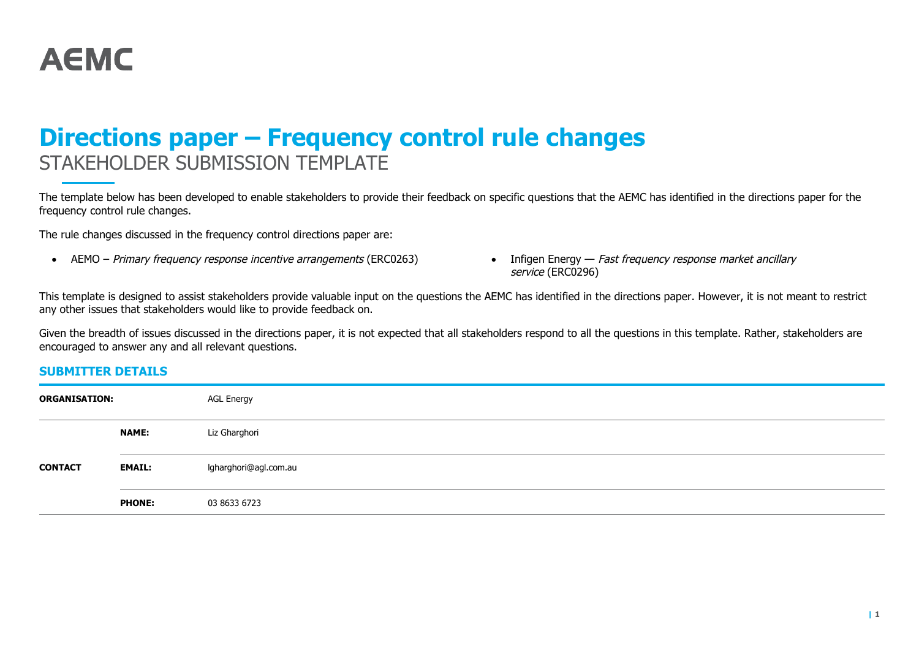# AEMC

# Directions paper – Frequency control rule changes

STAKEHOLDER SUBMISSION TEMPLATE

The template below has been developed to enable stakeholders to provide their feedback on specific questions that the AEMC has identified in the directions paper for the frequency control rule changes.

The rule changes discussed in the frequency control directions paper are:

- AEMO – *Primary frequency response incentive arrangements* (ERC0263)
- Infigen Energy — *Fast frequency response market ancillary service* (ERC0296)

This template is designed to assist stakeholders provide valuable input on the questions the AEMC has identified in the directions paper. However, it is not meant to restrict any other issues that stakeholders would like to provide feedback on.

Given the breadth of issues discussed in the directions paper, it is not expected that all stakeholders respond to all the questions in this template. Rather, stakeholders are encouraged to answer any and all relevant questions.

## SUBMITTER DETAILS

| | | |
|---|---|---|
| **ORGANISATION:** | | AGL Energy |
| **CONTACT** | **NAME:** | Liz Gharghori |
| | **EMAIL:** | lgharghori@agl.com.au |
| | **PHONE:** | 03 8633 6723 |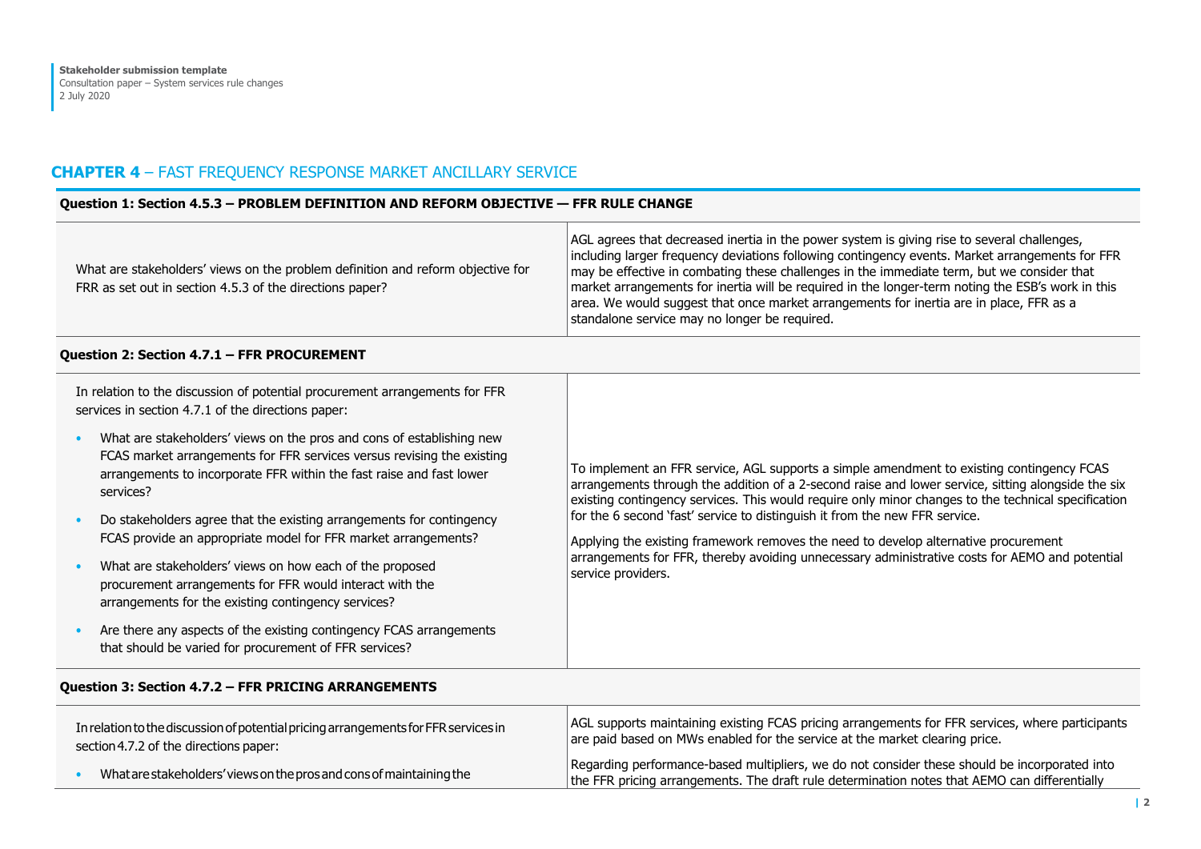## **CHAPTER 4** – FAST FREQUENCY RESPONSE MARKET ANCILLARY SERVICE

**Question 1: Section 4.5.3 – PROBLEM DEFINITION AND REFORM OBJECTIVE — FFR RULE CHANGE**

| | |
|---|---|
| What are stakeholders' views on the problem definition and reform objective for FRR as set out in section 4.5.3 of the directions paper? | AGL agrees that decreased inertia in the power system is giving rise to several challenges, including larger frequency deviations following contingency events. Market arrangements for FFR may be effective in combating these challenges in the immediate term, but we consider that market arrangements for inertia will be required in the longer-term noting the ESB's work in this area. We would suggest that once market arrangements for inertia are in place, FFR as a standalone service may no longer be required. |

**Question 2: Section 4.7.1 – FFR PROCUREMENT**

| | |
|---|---|
| In relation to the discussion of potential procurement arrangements for FFR services in section 4.7.1 of the directions paper:<br>• What are stakeholders' views on the pros and cons of establishing new FCAS market arrangements for FFR services versus revising the existing arrangements to incorporate FFR within the fast raise and fast lower services?<br>• Do stakeholders agree that the existing arrangements for contingency FCAS provide an appropriate model for FFR market arrangements?<br>• What are stakeholders' views on how each of the proposed procurement arrangements for FFR would interact with the arrangements for the existing contingency services?<br>• Are there any aspects of the existing contingency FCAS arrangements that should be varied for procurement of FFR services? | To implement an FFR service, AGL supports a simple amendment to existing contingency FCAS arrangements through the addition of a 2-second raise and lower service, sitting alongside the six existing contingency services. This would require only minor changes to the technical specification for the 6 second 'fast' service to distinguish it from the new FFR service.<br><br>Applying the existing framework removes the need to develop alternative procurement arrangements for FFR, thereby avoiding unnecessary administrative costs for AEMO and potential service providers. |

**Question 3: Section 4.7.2 – FFR PRICING ARRANGEMENTS**

| | |
|---|---|
| In relation to the discussion of potential pricing arrangements for FFR services in section 4.7.2 of the directions paper:<br>• What are stakeholders' views on the pros and cons of maintaining the | AGL supports maintaining existing FCAS pricing arrangements for FFR services, where participants are paid based on MWs enabled for the service at the market clearing price.<br><br>Regarding performance-based multipliers, we do not consider these should be incorporated into the FFR pricing arrangements. The draft rule determination notes that AEMO can differentially |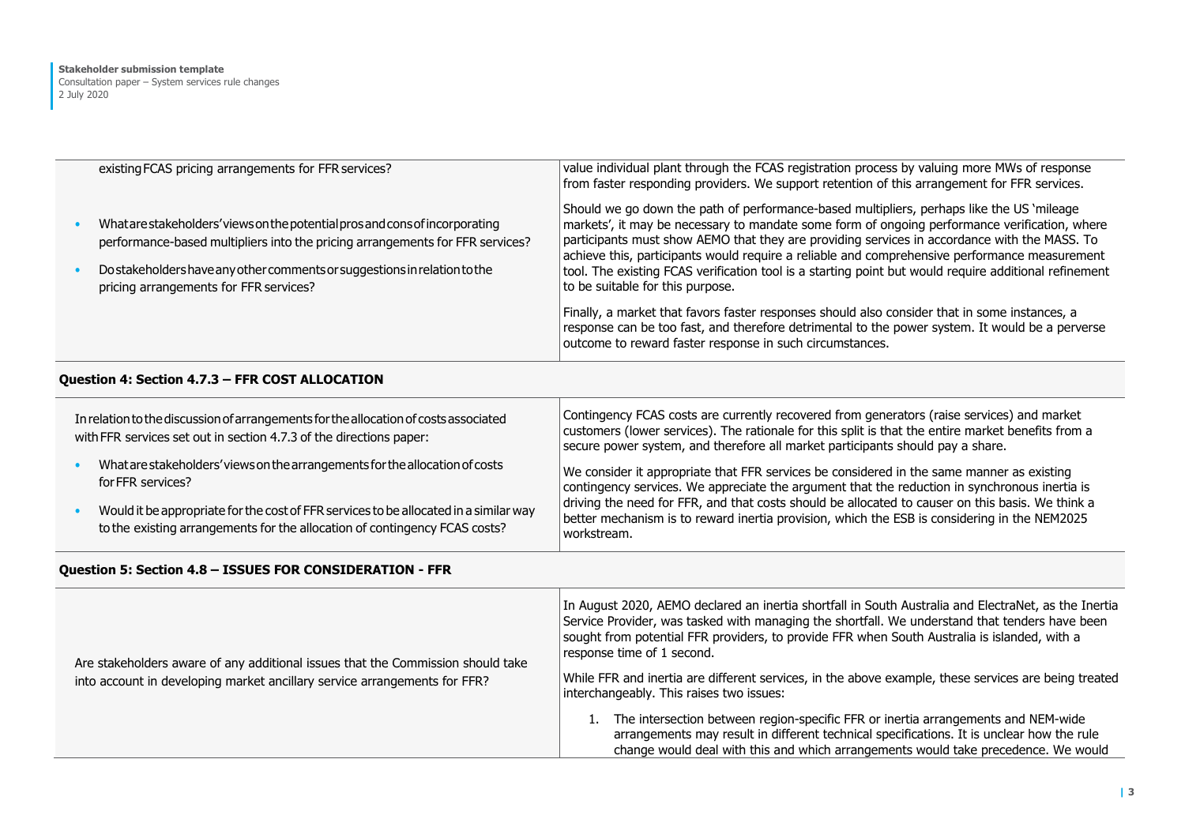| | |
|---|---|
| existing FCAS pricing arrangements for FFR services?<br><br>• What are stakeholders' views on the potential pros and cons of incorporating performance-based multipliers into the pricing arrangements for FFR services?<br>• Do stakeholders have any other comments or suggestions in relation to the pricing arrangements for FFR services? | value individual plant through the FCAS registration process by valuing more MWs of response from faster responding providers. We support retention of this arrangement for FFR services.<br><br>Should we go down the path of performance-based multipliers, perhaps like the US 'mileage markets', it may be necessary to mandate some form of ongoing performance verification, where participants must show AEMO that they are providing services in accordance with the MASS. To achieve this, participants would require a reliable and comprehensive performance measurement tool. The existing FCAS verification tool is a starting point but would require additional refinement to be suitable for this purpose.<br><br>Finally, a market that favors faster responses should also consider that in some instances, a response can be too fast, and therefore detrimental to the power system. It would be a perverse outcome to reward faster response in such circumstances. |

**Question 4: Section 4.7.3 – FFR COST ALLOCATION**

| | |
|---|---|
| In relation to the discussion of arrangements for the allocation of costs associated with FFR services set out in section 4.7.3 of the directions paper:<br><br>• What are stakeholders' views on the arrangements for the allocation of costs for FFR services?<br>• Would it be appropriate for the cost of FFR services to be allocated in a similar way to the existing arrangements for the allocation of contingency FCAS costs? | Contingency FCAS costs are currently recovered from generators (raise services) and market customers (lower services). The rationale for this split is that the entire market benefits from a secure power system, and therefore all market participants should pay a share.<br><br>We consider it appropriate that FFR services be considered in the same manner as existing contingency services. We appreciate the argument that the reduction in synchronous inertia is driving the need for FFR, and that costs should be allocated to causer on this basis. We think a better mechanism is to reward inertia provision, which the ESB is considering in the NEM2025 workstream. |

**Question 5: Section 4.8 – ISSUES FOR CONSIDERATION - FFR**

| | |
|---|---|
| Are stakeholders aware of any additional issues that the Commission should take into account in developing market ancillary service arrangements for FFR? | In August 2020, AEMO declared an inertia shortfall in South Australia and ElectraNet, as the Inertia Service Provider, was tasked with managing the shortfall. We understand that tenders have been sought from potential FFR providers, to provide FFR when South Australia is islanded, with a response time of 1 second.<br><br>While FFR and inertia are different services, in the above example, these services are being treated interchangeably. This raises two issues:<br><br>1. The intersection between region-specific FFR or inertia arrangements and NEM-wide arrangements may result in different technical specifications. It is unclear how the rule change would deal with this and which arrangements would take precedence. We would |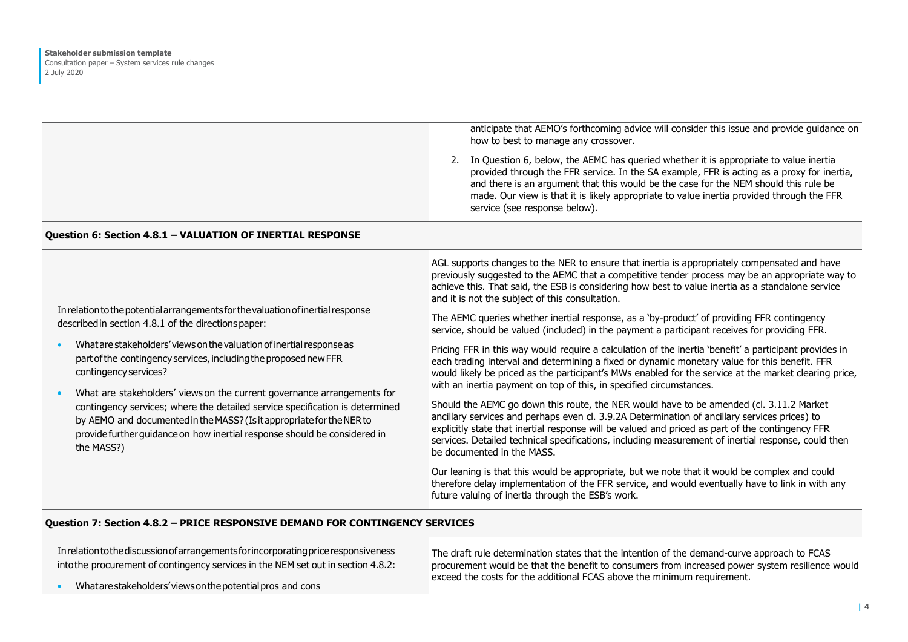| | |
|---|---|
| | anticipate that AEMO's forthcoming advice will consider this issue and provide guidance on how to best to manage any crossover.<br><br>2. In Question 6, below, the AEMC has queried whether it is appropriate to value inertia provided through the FFR service. In the SA example, FFR is acting as a proxy for inertia, and there is an argument that this would be the case for the NEM should this rule be made. Our view is that it is likely appropriate to value inertia provided through the FFR service (see response below). |
| **Question 6: Section 4.8.1 – VALUATION OF INERTIAL RESPONSE** | |
| In relation to the potential arrangements for the valuation of inertial response described in section 4.8.1 of the directions paper:<br><br>• What are stakeholders' views on the valuation of inertial response as part of the contingency services, including the proposed new FFR contingency services?<br><br>• What are stakeholders' views on the current governance arrangements for contingency services; where the detailed service specification is determined by AEMO and documented in the MASS? (Is it appropriate for the NER to provide further guidance on how inertial response should be considered in the MASS?) | AGL supports changes to the NER to ensure that inertia is appropriately compensated and have previously suggested to the AEMC that a competitive tender process may be an appropriate way to achieve this. That said, the ESB is considering how best to value inertia as a standalone service and it is not the subject of this consultation.<br><br>The AEMC queries whether inertial response, as a 'by-product' of providing FFR contingency service, should be valued (included) in the payment a participant receives for providing FFR.<br><br>Pricing FFR in this way would require a calculation of the inertia 'benefit' a participant provides in each trading interval and determining a fixed or dynamic monetary value for this benefit. FFR would likely be priced as the participant's MWs enabled for the service at the market clearing price, with an inertia payment on top of this, in specified circumstances.<br><br>Should the AEMC go down this route, the NER would have to be amended (cl. 3.11.2 Market ancillary services and perhaps even cl. 3.9.2A Determination of ancillary services prices) to explicitly state that inertial response will be valued and priced as part of the contingency FFR services. Detailed technical specifications, including measurement of inertial response, could then be documented in the MASS.<br><br>Our leaning is that this would be appropriate, but we note that it would be complex and could therefore delay implementation of the FFR service, and would eventually have to link in with any future valuing of inertia through the ESB's work. |
| **Question 7: Section 4.8.2 – PRICE RESPONSIVE DEMAND FOR CONTINGENCY SERVICES** | |
| In relation to the discussion of arrangements for incorporating price responsiveness into the procurement of contingency services in the NEM set out in section 4.8.2:<br><br>• What are stakeholders' views on the potential pros and cons | The draft rule determination states that the intention of the demand-curve approach to FCAS procurement would be that the benefit to consumers from increased power system resilience would exceed the costs for the additional FCAS above the minimum requirement. |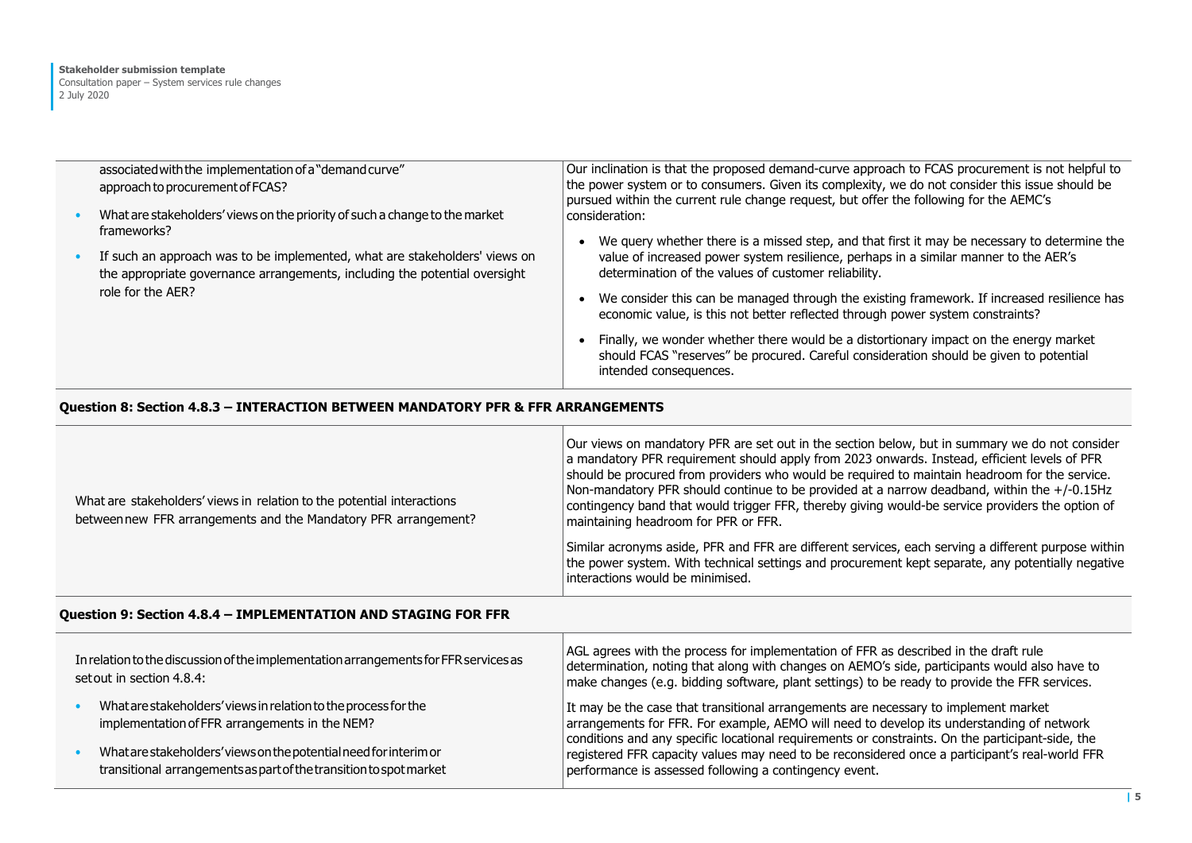| | |
|---|---|
| associated with the implementation of a "demand curve" approach to procurement of FCAS?<br>• What are stakeholders' views on the priority of such a change to the market frameworks?<br>• If such an approach was to be implemented, what are stakeholders' views on the appropriate governance arrangements, including the potential oversight role for the AER? | Our inclination is that the proposed demand-curve approach to FCAS procurement is not helpful to the power system or to consumers. Given its complexity, we do not consider this issue should be pursued within the current rule change request, but offer the following for the AEMC's consideration:<br>• We query whether there is a missed step, and that first it may be necessary to determine the value of increased power system resilience, perhaps in a similar manner to the AER's determination of the values of customer reliability.<br>• We consider this can be managed through the existing framework. If increased resilience has economic value, is this not better reflected through power system constraints?<br>• Finally, we wonder whether there would be a distortionary impact on the energy market should FCAS "reserves" be procured. Careful consideration should be given to potential intended consequences. |

**Question 8: Section 4.8.3 – INTERACTION BETWEEN MANDATORY PFR & FFR ARRANGEMENTS**

| | |
|---|---|
| What are stakeholders' views in relation to the potential interactions between new FFR arrangements and the Mandatory PFR arrangement? | Our views on mandatory PFR are set out in the section below, but in summary we do not consider a mandatory PFR requirement should apply from 2023 onwards. Instead, efficient levels of PFR should be procured from providers who would be required to maintain headroom for the service. Non-mandatory PFR should continue to be provided at a narrow deadband, within the +/-0.15Hz contingency band that would trigger FFR, thereby giving would-be service providers the option of maintaining headroom for PFR or FFR.<br><br>Similar acronyms aside, PFR and FFR are different services, each serving a different purpose within the power system. With technical settings and procurement kept separate, any potentially negative interactions would be minimised. |

**Question 9: Section 4.8.4 – IMPLEMENTATION AND STAGING FOR FFR**

| | |
|---|---|
| In relation to the discussion of the implementation arrangements for FFR services as set out in section 4.8.4:<br>• What are stakeholders' views in relation to the process for the implementation of FFR arrangements in the NEM?<br>• What are stakeholders' views on the potential need for interim or transitional arrangements as part of the transition to spot market | AGL agrees with the process for implementation of FFR as described in the draft rule determination, noting that along with changes on AEMO's side, participants would also have to make changes (e.g. bidding software, plant settings) to be ready to provide the FFR services.<br><br>It may be the case that transitional arrangements are necessary to implement market arrangements for FFR. For example, AEMO will need to develop its understanding of network conditions and any specific locational requirements or constraints. On the participant-side, the registered FFR capacity values may need to be reconsidered once a participant's real-world FFR performance is assessed following a contingency event. |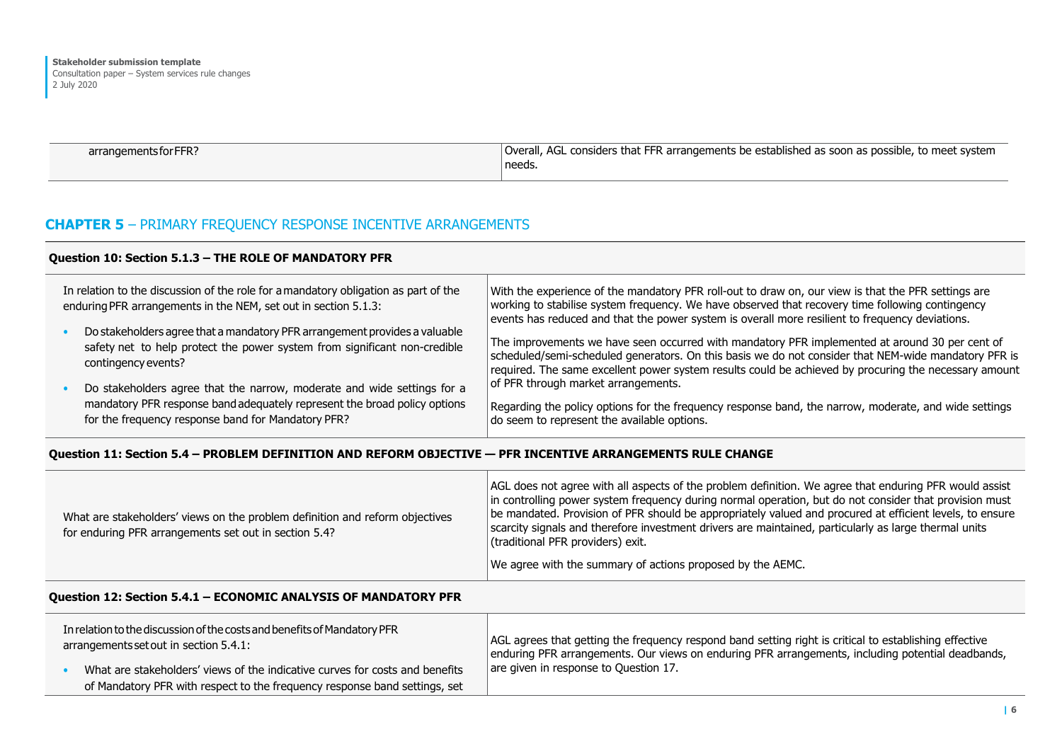| arrangements for FFR? | Overall, AGL considers that FFR arrangements be established as soon as possible, to meet system needs. |
|---|---|

## CHAPTER 5 – PRIMARY FREQUENCY RESPONSE INCENTIVE ARRANGEMENTS

| Question 10: Section 5.1.3 – THE ROLE OF MANDATORY PFR | |
|---|---|
| In relation to the discussion of the role for a mandatory obligation as part of the enduring PFR arrangements in the NEM, set out in section 5.1.3:<br>• Do stakeholders agree that a mandatory PFR arrangement provides a valuable safety net to help protect the power system from significant non-credible contingency events?<br>• Do stakeholders agree that the narrow, moderate and wide settings for a mandatory PFR response band adequately represent the broad policy options for the frequency response band for Mandatory PFR? | With the experience of the mandatory PFR roll-out to draw on, our view is that the PFR settings are working to stabilise system frequency. We have observed that recovery time following contingency events has reduced and that the power system is overall more resilient to frequency deviations.<br><br>The improvements we have seen occurred with mandatory PFR implemented at around 30 per cent of scheduled/semi-scheduled generators. On this basis we do not consider that NEM-wide mandatory PFR is required. The same excellent power system results could be achieved by procuring the necessary amount of PFR through market arrangements.<br><br>Regarding the policy options for the frequency response band, the narrow, moderate, and wide settings do seem to represent the available options. |

| Question 11: Section 5.4 – PROBLEM DEFINITION AND REFORM OBJECTIVE — PFR INCENTIVE ARRANGEMENTS RULE CHANGE | |
|---|---|
| What are stakeholders' views on the problem definition and reform objectives for enduring PFR arrangements set out in section 5.4? | AGL does not agree with all aspects of the problem definition. We agree that enduring PFR would assist in controlling power system frequency during normal operation, but do not consider that provision must be mandated. Provision of PFR should be appropriately valued and procured at efficient levels, to ensure scarcity signals and therefore investment drivers are maintained, particularly as large thermal units (traditional PFR providers) exit.<br><br>We agree with the summary of actions proposed by the AEMC. |

| Question 12: Section 5.4.1 – ECONOMIC ANALYSIS OF MANDATORY PFR | |
|---|---|
| In relation to the discussion of the costs and benefits of Mandatory PFR arrangements set out in section 5.4.1:<br>• What are stakeholders' views of the indicative curves for costs and benefits of Mandatory PFR with respect to the frequency response band settings, set | AGL agrees that getting the frequency respond band setting right is critical to establishing effective enduring PFR arrangements. Our views on enduring PFR arrangements, including potential deadbands, are given in response to Question 17. |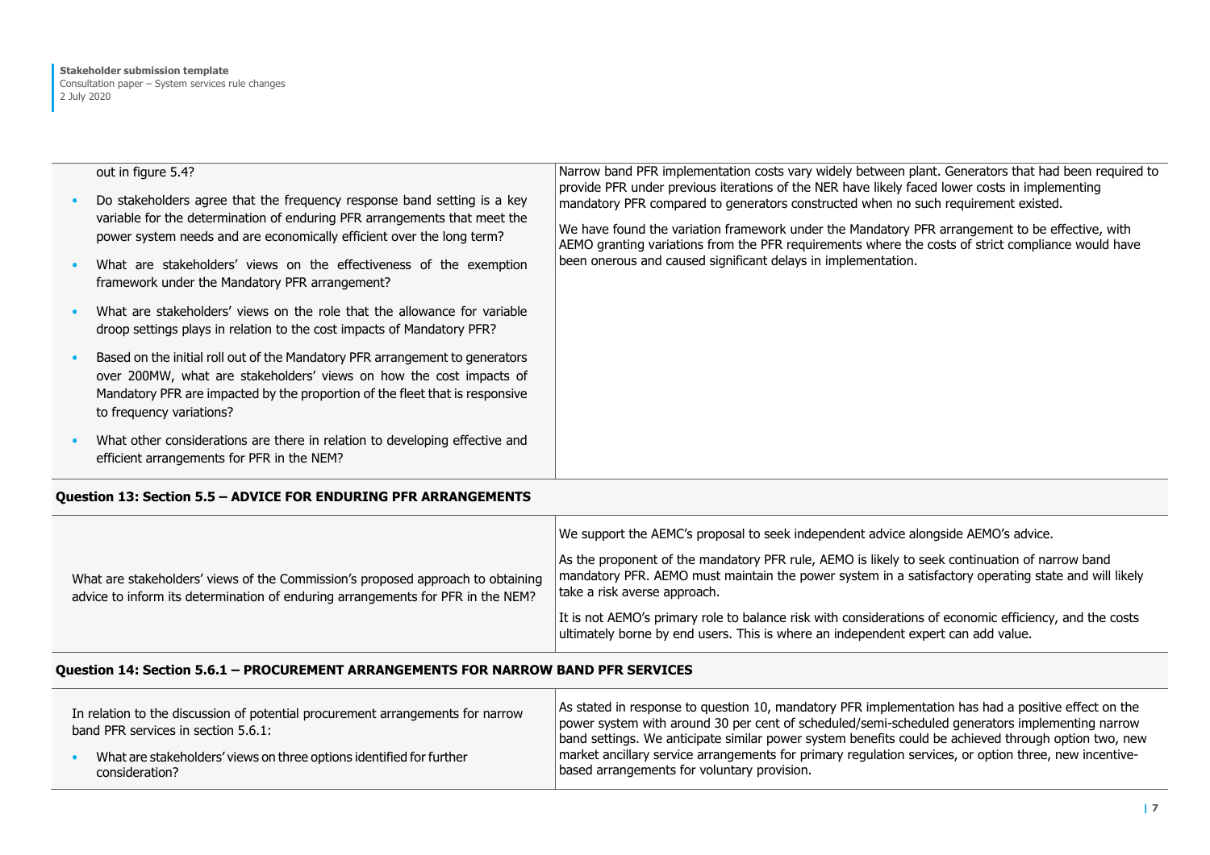| | |
|---|---|
| out in figure 5.4?<br>• Do stakeholders agree that the frequency response band setting is a key variable for the determination of enduring PFR arrangements that meet the power system needs and are economically efficient over the long term?<br>• What are stakeholders' views on the effectiveness of the exemption framework under the Mandatory PFR arrangement?<br>• What are stakeholders' views on the role that the allowance for variable droop settings plays in relation to the cost impacts of Mandatory PFR?<br>• Based on the initial roll out of the Mandatory PFR arrangement to generators over 200MW, what are stakeholders' views on how the cost impacts of Mandatory PFR are impacted by the proportion of the fleet that is responsive to frequency variations?<br>• What other considerations are there in relation to developing effective and efficient arrangements for PFR in the NEM? | Narrow band PFR implementation costs vary widely between plant. Generators that had been required to provide PFR under previous iterations of the NER have likely faced lower costs in implementing mandatory PFR compared to generators constructed when no such requirement existed.<br><br>We have found the variation framework under the Mandatory PFR arrangement to be effective, with AEMO granting variations from the PFR requirements where the costs of strict compliance would have been onerous and caused significant delays in implementation. |
| **Question 13: Section 5.5 – ADVICE FOR ENDURING PFR ARRANGEMENTS** | |
| What are stakeholders' views of the Commission's proposed approach to obtaining advice to inform its determination of enduring arrangements for PFR in the NEM? | We support the AEMC's proposal to seek independent advice alongside AEMO's advice.<br><br>As the proponent of the mandatory PFR rule, AEMO is likely to seek continuation of narrow band mandatory PFR. AEMO must maintain the power system in a satisfactory operating state and will likely take a risk averse approach.<br><br>It is not AEMO's primary role to balance risk with considerations of economic efficiency, and the costs ultimately borne by end users. This is where an independent expert can add value. |
| **Question 14: Section 5.6.1 – PROCUREMENT ARRANGEMENTS FOR NARROW BAND PFR SERVICES** | |
| In relation to the discussion of potential procurement arrangements for narrow band PFR services in section 5.6.1:<br>• What are stakeholders' views on three options identified for further consideration? | As stated in response to question 10, mandatory PFR implementation has had a positive effect on the power system with around 30 per cent of scheduled/semi-scheduled generators implementing narrow band settings. We anticipate similar power system benefits could be achieved through option two, new market ancillary service arrangements for primary regulation services, or option three, new incentive-based arrangements for voluntary provision. |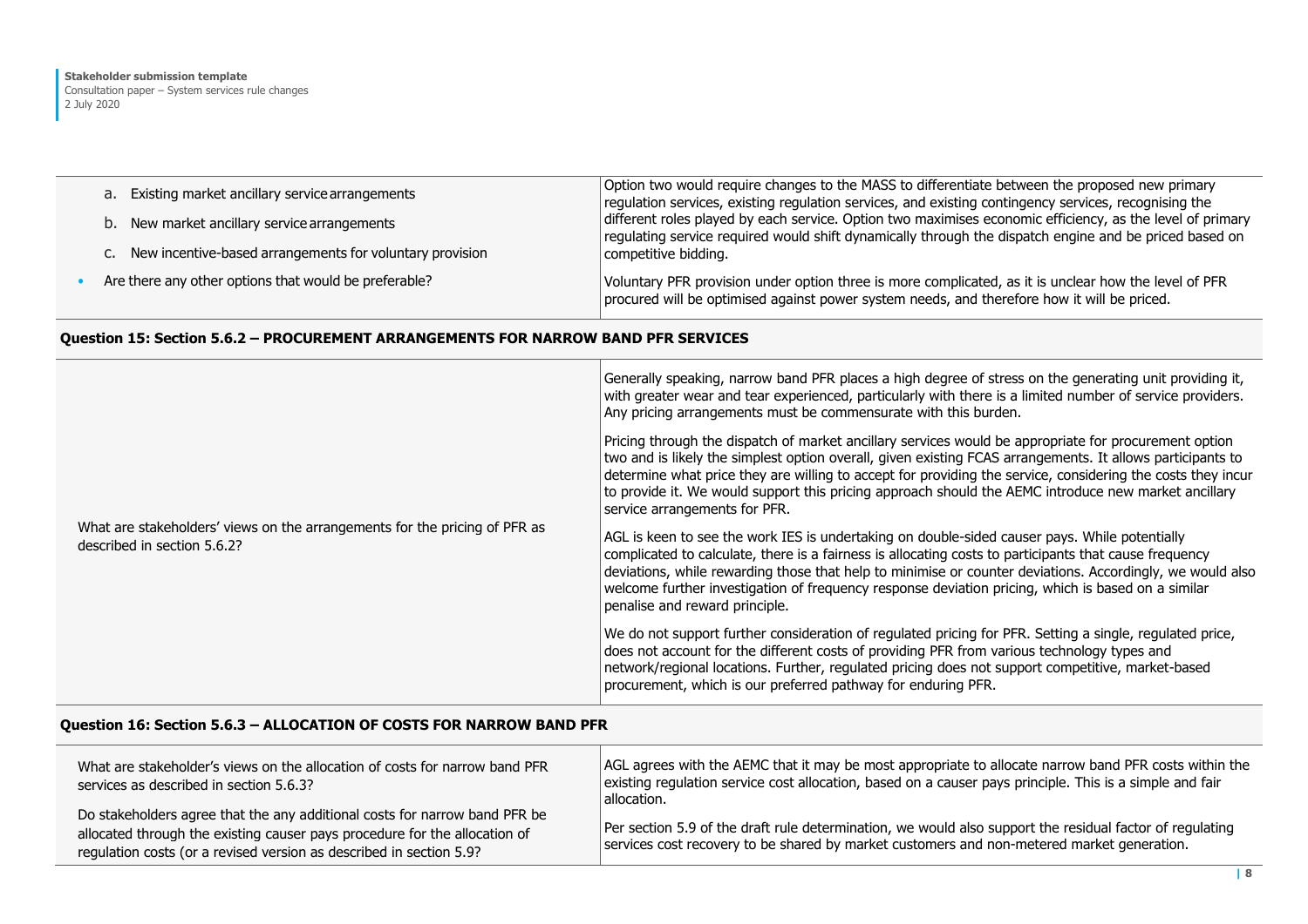| | |
|---|---|
| a. Existing market ancillary service arrangements<br>b. New market ancillary service arrangements<br>c. New incentive-based arrangements for voluntary provision<br>• Are there any other options that would be preferable? | Option two would require changes to the MASS to differentiate between the proposed new primary regulation services, existing regulation services, and existing contingency services, recognising the different roles played by each service. Option two maximises economic efficiency, as the level of primary regulating service required would shift dynamically through the dispatch engine and be priced based on competitive bidding.<br><br>Voluntary PFR provision under option three is more complicated, as it is unclear how the level of PFR procured will be optimised against power system needs, and therefore how it will be priced. |

**Question 15: Section 5.6.2 – PROCUREMENT ARRANGEMENTS FOR NARROW BAND PFR SERVICES**

| | |
|---|---|
| What are stakeholders' views on the arrangements for the pricing of PFR as described in section 5.6.2? | Generally speaking, narrow band PFR places a high degree of stress on the generating unit providing it, with greater wear and tear experienced, particularly with there is a limited number of service providers. Any pricing arrangements must be commensurate with this burden.<br><br>Pricing through the dispatch of market ancillary services would be appropriate for procurement option two and is likely the simplest option overall, given existing FCAS arrangements. It allows participants to determine what price they are willing to accept for providing the service, considering the costs they incur to provide it. We would support this pricing approach should the AEMC introduce new market ancillary service arrangements for PFR.<br><br>AGL is keen to see the work IES is undertaking on double-sided causer pays. While potentially complicated to calculate, there is a fairness is allocating costs to participants that cause frequency deviations, while rewarding those that help to minimise or counter deviations. Accordingly, we would also welcome further investigation of frequency response deviation pricing, which is based on a similar penalise and reward principle.<br><br>We do not support further consideration of regulated pricing for PFR. Setting a single, regulated price, does not account for the different costs of providing PFR from various technology types and network/regional locations. Further, regulated pricing does not support competitive, market-based procurement, which is our preferred pathway for enduring PFR. |

**Question 16: Section 5.6.3 – ALLOCATION OF COSTS FOR NARROW BAND PFR**

| | |
|---|---|
| What are stakeholder's views on the allocation of costs for narrow band PFR services as described in section 5.6.3?<br><br>Do stakeholders agree that the any additional costs for narrow band PFR be allocated through the existing causer pays procedure for the allocation of regulation costs (or a revised version as described in section 5.9? | AGL agrees with the AEMC that it may be most appropriate to allocate narrow band PFR costs within the existing regulation service cost allocation, based on a causer pays principle. This is a simple and fair allocation.<br><br>Per section 5.9 of the draft rule determination, we would also support the residual factor of regulating services cost recovery to be shared by market customers and non-metered market generation. |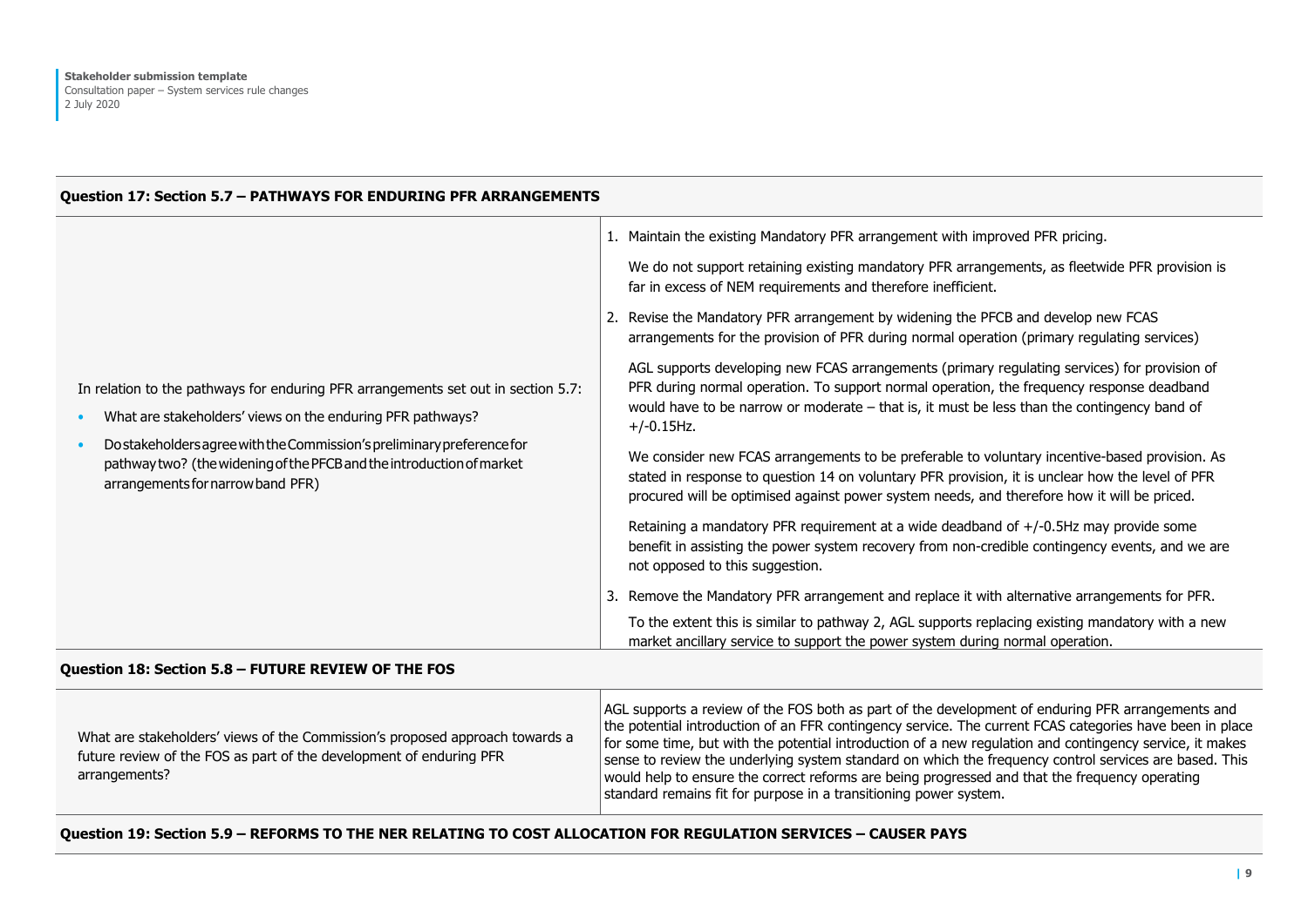| Question 17: Section 5.7 – PATHWAYS FOR ENDURING PFR ARRANGEMENTS | |
|---|---|
| In relation to the pathways for enduring PFR arrangements set out in section 5.7:<br>• What are stakeholders' views on the enduring PFR pathways?<br>• Do stakeholders agree with the Commission's preliminary preference for pathway two? (the widening of the PFCB and the introduction of market arrangements for narrow band PFR) | 1. Maintain the existing Mandatory PFR arrangement with improved PFR pricing.<br>We do not support retaining existing mandatory PFR arrangements, as fleetwide PFR provision is far in excess of NEM requirements and therefore inefficient.<br>2. Revise the Mandatory PFR arrangement by widening the PFCB and develop new FCAS arrangements for the provision of PFR during normal operation (primary regulating services)<br>AGL supports developing new FCAS arrangements (primary regulating services) for provision of PFR during normal operation. To support normal operation, the frequency response deadband would have to be narrow or moderate – that is, it must be less than the contingency band of +/-0.15Hz.<br>We consider new FCAS arrangements to be preferable to voluntary incentive-based provision. As stated in response to question 14 on voluntary PFR provision, it is unclear how the level of PFR procured will be optimised against power system needs, and therefore how it will be priced.<br>Retaining a mandatory PFR requirement at a wide deadband of +/-0.5Hz may provide some benefit in assisting the power system recovery from non-credible contingency events, and we are not opposed to this suggestion.<br>3. Remove the Mandatory PFR arrangement and replace it with alternative arrangements for PFR.<br>To the extent this is similar to pathway 2, AGL supports replacing existing mandatory with a new market ancillary service to support the power system during normal operation. |

| Question 18: Section 5.8 – FUTURE REVIEW OF THE FOS | |
|---|---|
| What are stakeholders' views of the Commission's proposed approach towards a future review of the FOS as part of the development of enduring PFR arrangements? | AGL supports a review of the FOS both as part of the development of enduring PFR arrangements and the potential introduction of an FFR contingency service. The current FCAS categories have been in place for some time, but with the potential introduction of a new regulation and contingency service, it makes sense to review the underlying system standard on which the frequency control services are based. This would help to ensure the correct reforms are being progressed and that the frequency operating standard remains fit for purpose in a transitioning power system. |

**Question 19: Section 5.9 – REFORMS TO THE NER RELATING TO COST ALLOCATION FOR REGULATION SERVICES – CAUSER PAYS**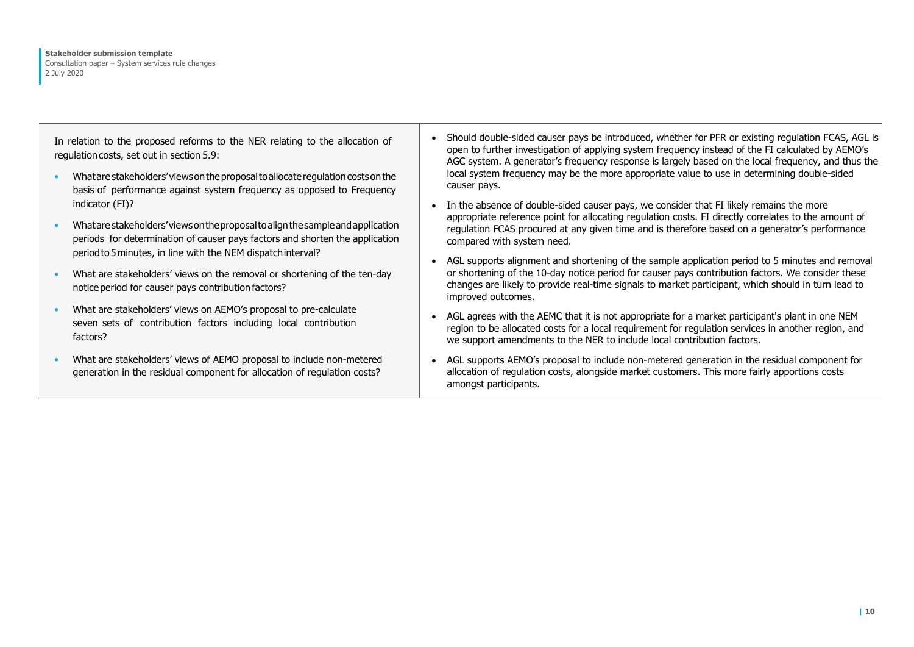| | |
|---|---|
| In relation to the proposed reforms to the NER relating to the allocation of regulation costs, set out in section 5.9:<br><br>• What are stakeholders' views on the proposal to allocate regulation costs on the basis of performance against system frequency as opposed to Frequency indicator (FI)?<br><br>• What are stakeholders' views on the proposal to align the sample and application periods for determination of causer pays factors and shorten the application period to 5 minutes, in line with the NEM dispatch interval?<br><br>• What are stakeholders' views on the removal or shortening of the ten-day notice period for causer pays contribution factors?<br><br>• What are stakeholders' views on AEMO's proposal to pre-calculate seven sets of contribution factors including local contribution factors?<br><br>• What are stakeholders' views of AEMO proposal to include non-metered generation in the residual component for allocation of regulation costs? | • Should double-sided causer pays be introduced, whether for PFR or existing regulation FCAS, AGL is open to further investigation of applying system frequency instead of the FI calculated by AEMO's AGC system. A generator's frequency response is largely based on the local frequency, and thus the local system frequency may be the more appropriate value to use in determining double-sided causer pays.<br><br>• In the absence of double-sided causer pays, we consider that FI likely remains the more appropriate reference point for allocating regulation costs. FI directly correlates to the amount of regulation FCAS procured at any given time and is therefore based on a generator's performance compared with system need.<br><br>• AGL supports alignment and shortening of the sample application period to 5 minutes and removal or shortening of the 10-day notice period for causer pays contribution factors. We consider these changes are likely to provide real-time signals to market participant, which should in turn lead to improved outcomes.<br><br>• AGL agrees with the AEMC that it is not appropriate for a market participant's plant in one NEM region to be allocated costs for a local requirement for regulation services in another region, and we support amendments to the NER to include local contribution factors.<br><br>• AGL supports AEMO's proposal to include non-metered generation in the residual component for allocation of regulation costs, alongside market customers. This more fairly apportions costs amongst participants. |